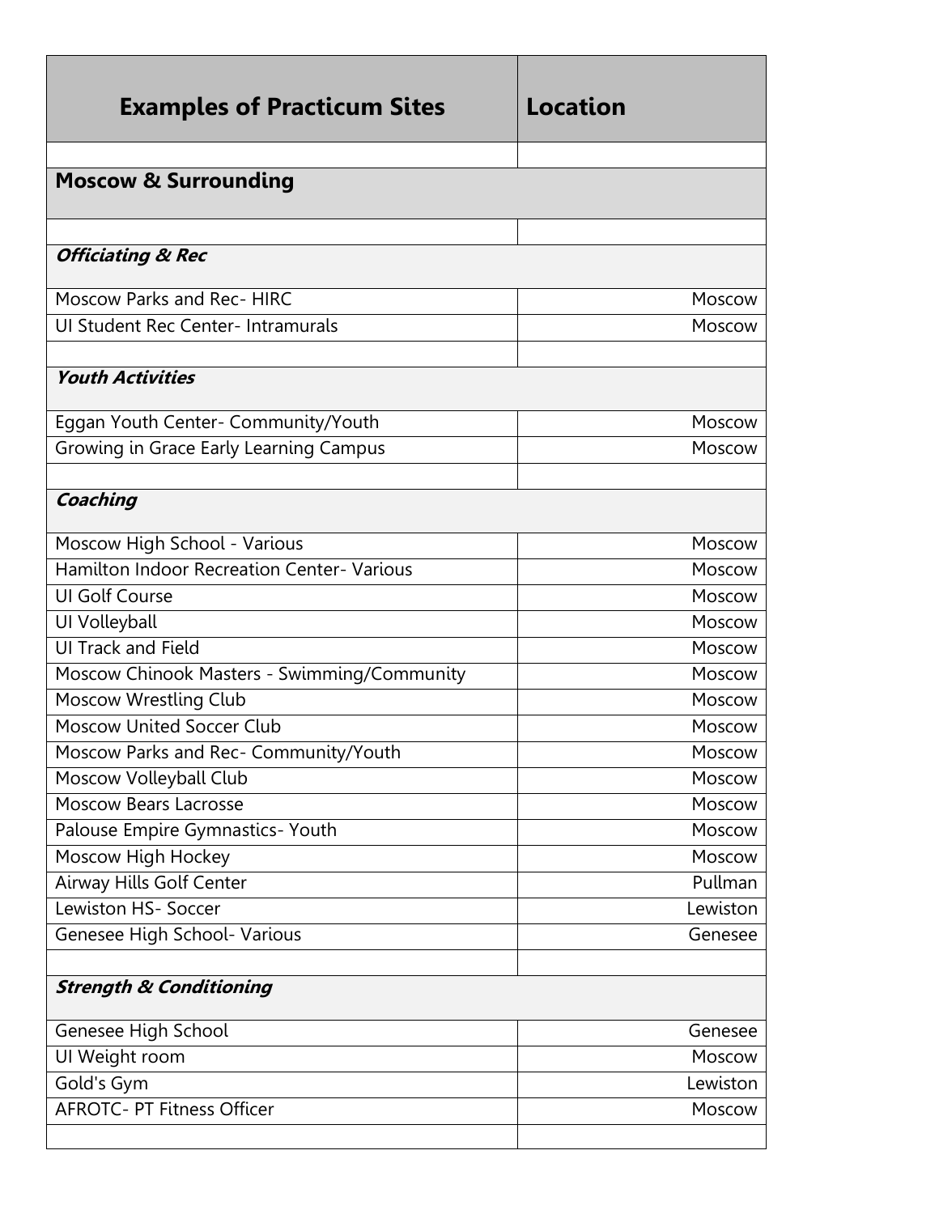| Examples of Practicum Sites | Location |
|---|---|
| | |
| **Moscow & Surrounding** | |
| | |
| ***Officiating & Rec*** | |
| Moscow Parks and Rec- HIRC | Moscow |
| UI Student Rec Center- Intramurals | Moscow |
| | |
| ***Youth Activities*** | |
| Eggan Youth Center- Community/Youth | Moscow |
| Growing in Grace Early Learning Campus | Moscow |
| | |
| ***Coaching*** | |
| Moscow High School - Various | Moscow |
| Hamilton Indoor Recreation Center- Various | Moscow |
| UI Golf Course | Moscow |
| UI Volleyball | Moscow |
| UI Track and Field | Moscow |
| Moscow Chinook Masters - Swimming/Community | Moscow |
| Moscow Wrestling Club | Moscow |
| Moscow United Soccer Club | Moscow |
| Moscow Parks and Rec- Community/Youth | Moscow |
| Moscow Volleyball Club | Moscow |
| Moscow Bears Lacrosse | Moscow |
| Palouse Empire Gymnastics- Youth | Moscow |
| Moscow High Hockey | Moscow |
| Airway Hills Golf Center | Pullman |
| Lewiston HS- Soccer | Lewiston |
| Genesee High School- Various | Genesee |
| | |
| ***Strength & Conditioning*** | |
| Genesee High School | Genesee |
| UI Weight room | Moscow |
| Gold's Gym | Lewiston |
| AFROTC- PT Fitness Officer | Moscow |
| | |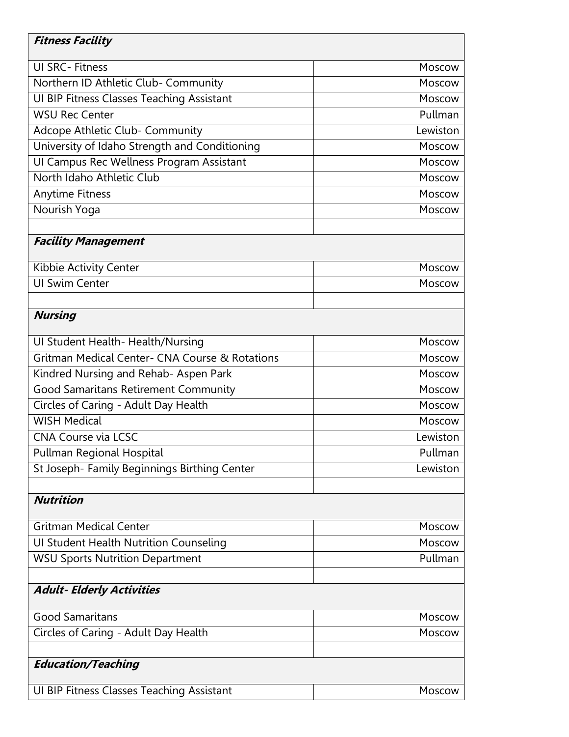| ***Fitness Facility*** | |
|---|---|
| UI SRC- Fitness | Moscow |
| Northern ID Athletic Club- Community | Moscow |
| UI BIP Fitness Classes Teaching Assistant | Moscow |
| WSU Rec Center | Pullman |
| Adcope Athletic Club- Community | Lewiston |
| University of Idaho Strength and Conditioning | Moscow |
| UI Campus Rec Wellness Program Assistant | Moscow |
| North Idaho Athletic Club | Moscow |
| Anytime Fitness | Moscow |
| Nourish Yoga | Moscow |
| | |
| ***Facility Management*** | |
| Kibbie Activity Center | Moscow |
| UI Swim Center | Moscow |
| | |
| ***Nursing*** | |
| UI Student Health- Health/Nursing | Moscow |
| Gritman Medical Center- CNA Course & Rotations | Moscow |
| Kindred Nursing and Rehab- Aspen Park | Moscow |
| Good Samaritans Retirement Community | Moscow |
| Circles of Caring - Adult Day Health | Moscow |
| WISH Medical | Moscow |
| CNA Course via LCSC | Lewiston |
| Pullman Regional Hospital | Pullman |
| St Joseph- Family Beginnings Birthing Center | Lewiston |
| | |
| ***Nutrition*** | |
| Gritman Medical Center | Moscow |
| UI Student Health Nutrition Counseling | Moscow |
| WSU Sports Nutrition Department | Pullman |
| | |
| ***Adult- Elderly Activities*** | |
| Good Samaritans | Moscow |
| Circles of Caring - Adult Day Health | Moscow |
| | |
| ***Education/Teaching*** | |
| UI BIP Fitness Classes Teaching Assistant | Moscow |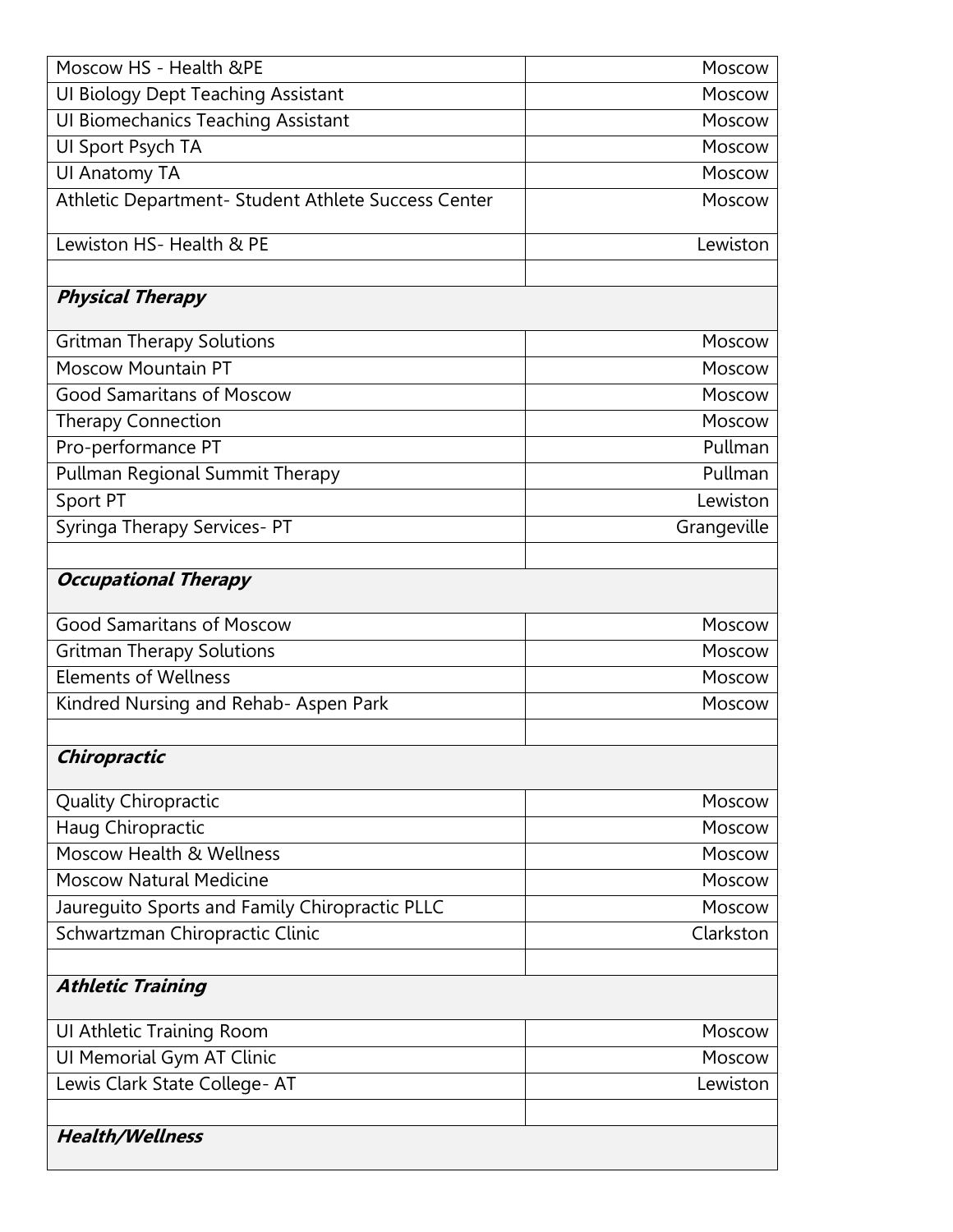| | |
|---|---|
| Moscow HS - Health &PE | Moscow |
| UI Biology Dept Teaching Assistant | Moscow |
| UI Biomechanics Teaching Assistant | Moscow |
| UI Sport Psych TA | Moscow |
| UI Anatomy TA | Moscow |
| Athletic Department- Student Athlete Success Center | Moscow |
| Lewiston HS- Health & PE | Lewiston |
| | |
| ***Physical Therapy*** | |
| Gritman Therapy Solutions | Moscow |
| Moscow Mountain PT | Moscow |
| Good Samaritans of Moscow | Moscow |
| Therapy Connection | Moscow |
| Pro-performance PT | Pullman |
| Pullman Regional Summit Therapy | Pullman |
| Sport PT | Lewiston |
| Syringa Therapy Services- PT | Grangeville |
| | |
| ***Occupational Therapy*** | |
| Good Samaritans of Moscow | Moscow |
| Gritman Therapy Solutions | Moscow |
| Elements of Wellness | Moscow |
| Kindred Nursing and Rehab- Aspen Park | Moscow |
| | |
| ***Chiropractic*** | |
| Quality Chiropractic | Moscow |
| Haug Chiropractic | Moscow |
| Moscow Health & Wellness | Moscow |
| Moscow Natural Medicine | Moscow |
| Jaureguito Sports and Family Chiropractic PLLC | Moscow |
| Schwartzman Chiropractic Clinic | Clarkston |
| | |
| ***Athletic Training*** | |
| UI Athletic Training Room | Moscow |
| UI Memorial Gym AT Clinic | Moscow |
| Lewis Clark State College- AT | Lewiston |
| | |
| ***Health/Wellness*** | |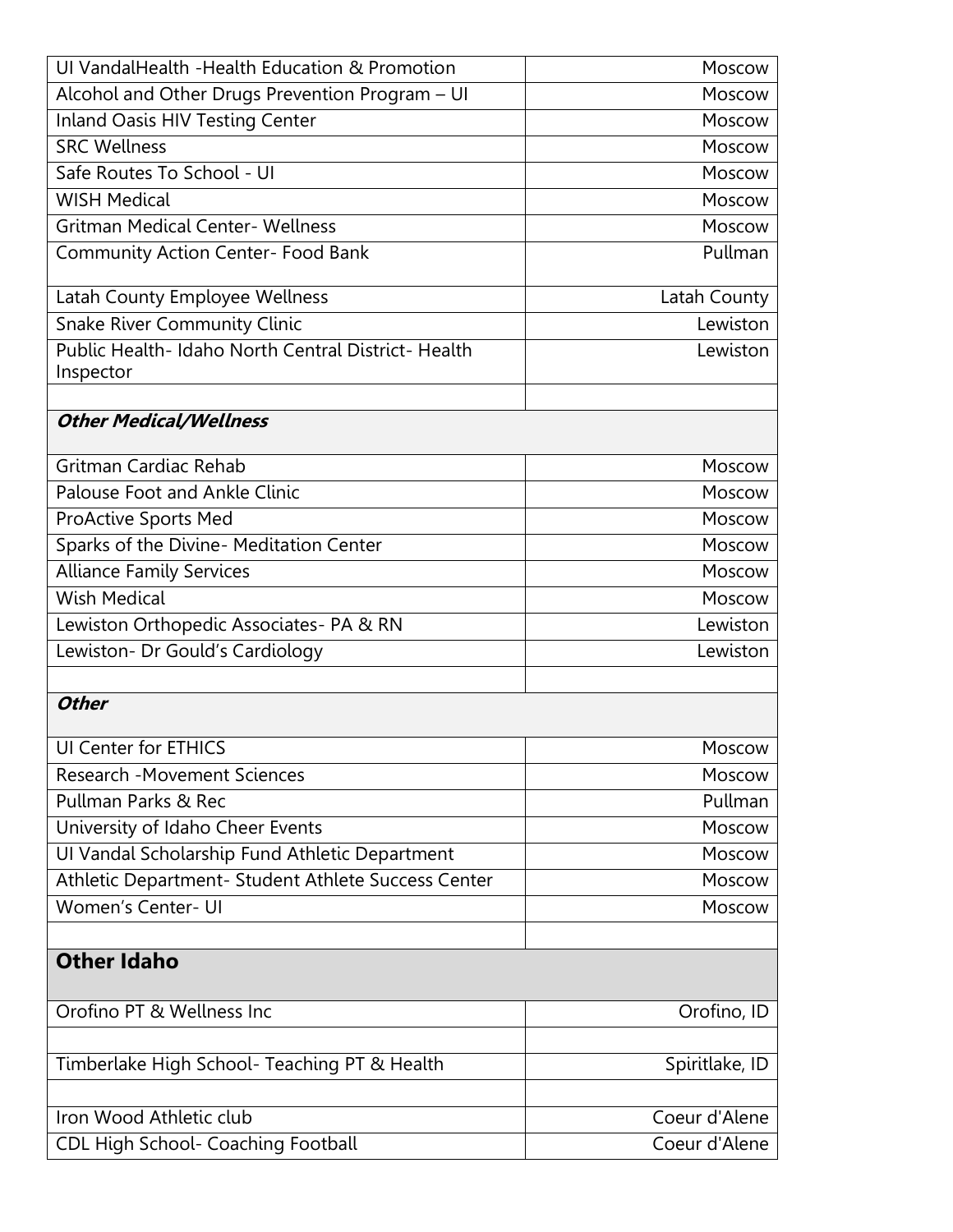| | |
|---|---|
| UI VandalHealth -Health Education & Promotion | Moscow |
| Alcohol and Other Drugs Prevention Program – UI | Moscow |
| Inland Oasis HIV Testing Center | Moscow |
| SRC Wellness | Moscow |
| Safe Routes To School - UI | Moscow |
| WISH Medical | Moscow |
| Gritman Medical Center- Wellness | Moscow |
| Community Action Center- Food Bank | Pullman |
| Latah County Employee Wellness | Latah County |
| Snake River Community Clinic | Lewiston |
| Public Health- Idaho North Central District- Health Inspector | Lewiston |
| | |
| ***Other Medical/Wellness*** | |
| Gritman Cardiac Rehab | Moscow |
| Palouse Foot and Ankle Clinic | Moscow |
| ProActive Sports Med | Moscow |
| Sparks of the Divine- Meditation Center | Moscow |
| Alliance Family Services | Moscow |
| Wish Medical | Moscow |
| Lewiston Orthopedic Associates- PA & RN | Lewiston |
| Lewiston- Dr Gould's Cardiology | Lewiston |
| | |
| ***Other*** | |
| UI Center for ETHICS | Moscow |
| Research -Movement Sciences | Moscow |
| Pullman Parks & Rec | Pullman |
| University of Idaho Cheer Events | Moscow |
| UI Vandal Scholarship Fund Athletic Department | Moscow |
| Athletic Department- Student Athlete Success Center | Moscow |
| Women's Center- UI | Moscow |
| | |
| **Other Idaho** | |
| Orofino PT & Wellness Inc | Orofino, ID |
| | |
| Timberlake High School- Teaching PT & Health | Spiritlake, ID |
| | |
| Iron Wood Athletic club | Coeur d'Alene |
| CDL High School- Coaching Football | Coeur d'Alene |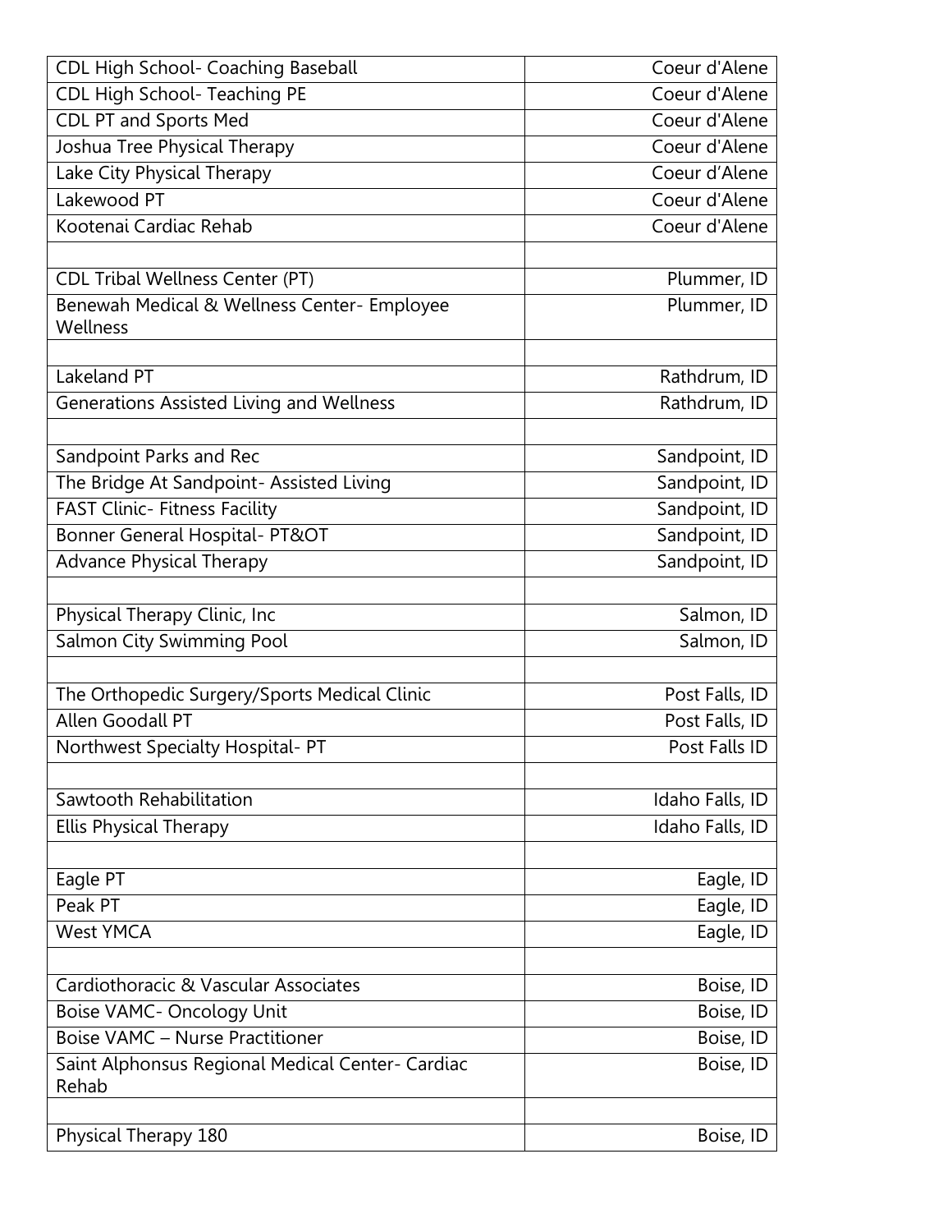| | |
|---|---|
| CDL High School- Coaching Baseball | Coeur d'Alene |
| CDL High School- Teaching PE | Coeur d'Alene |
| CDL PT and Sports Med | Coeur d'Alene |
| Joshua Tree Physical Therapy | Coeur d'Alene |
| Lake City Physical Therapy | Coeur d’Alene |
| Lakewood PT | Coeur d'Alene |
| Kootenai Cardiac Rehab | Coeur d'Alene |
| | |
| CDL Tribal Wellness Center (PT) | Plummer, ID |
| Benewah Medical & Wellness Center- Employee Wellness | Plummer, ID |
| | |
| Lakeland PT | Rathdrum, ID |
| Generations Assisted Living and Wellness | Rathdrum, ID |
| | |
| Sandpoint Parks and Rec | Sandpoint, ID |
| The Bridge At Sandpoint- Assisted Living | Sandpoint, ID |
| FAST Clinic- Fitness Facility | Sandpoint, ID |
| Bonner General Hospital- PT&OT | Sandpoint, ID |
| Advance Physical Therapy | Sandpoint, ID |
| | |
| Physical Therapy Clinic, Inc | Salmon, ID |
| Salmon City Swimming Pool | Salmon, ID |
| | |
| The Orthopedic Surgery/Sports Medical Clinic | Post Falls, ID |
| Allen Goodall PT | Post Falls, ID |
| Northwest Specialty Hospital- PT | Post Falls ID |
| | |
| Sawtooth Rehabilitation | Idaho Falls, ID |
| Ellis Physical Therapy | Idaho Falls, ID |
| | |
| Eagle PT | Eagle, ID |
| Peak PT | Eagle, ID |
| West YMCA | Eagle, ID |
| | |
| Cardiothoracic & Vascular Associates | Boise, ID |
| Boise VAMC- Oncology Unit | Boise, ID |
| Boise VAMC – Nurse Practitioner | Boise, ID |
| Saint Alphonsus Regional Medical Center- Cardiac Rehab | Boise, ID |
| | |
| Physical Therapy 180 | Boise, ID |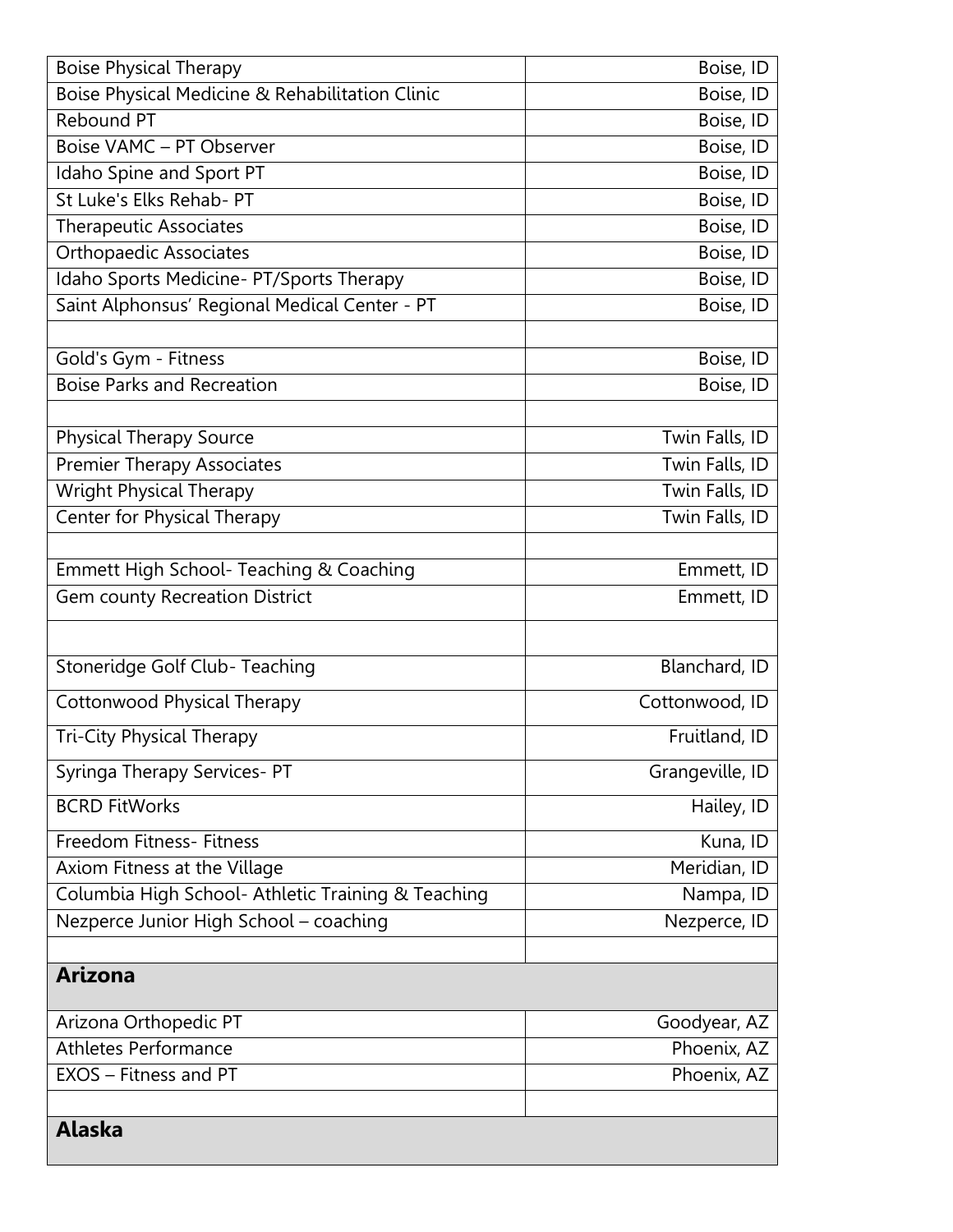| | |
|---|---|
| Boise Physical Therapy | Boise, ID |
| Boise Physical Medicine & Rehabilitation Clinic | Boise, ID |
| Rebound PT | Boise, ID |
| Boise VAMC – PT Observer | Boise, ID |
| Idaho Spine and Sport PT | Boise, ID |
| St Luke's Elks Rehab- PT | Boise, ID |
| Therapeutic Associates | Boise, ID |
| Orthopaedic Associates | Boise, ID |
| Idaho Sports Medicine- PT/Sports Therapy | Boise, ID |
| Saint Alphonsus' Regional Medical Center - PT | Boise, ID |
| | |
| Gold's Gym - Fitness | Boise, ID |
| Boise Parks and Recreation | Boise, ID |
| | |
| Physical Therapy Source | Twin Falls, ID |
| Premier Therapy Associates | Twin Falls, ID |
| Wright Physical Therapy | Twin Falls, ID |
| Center for Physical Therapy | Twin Falls, ID |
| | |
| Emmett High School- Teaching & Coaching | Emmett, ID |
| Gem county Recreation District | Emmett, ID |
| | |
| Stoneridge Golf Club- Teaching | Blanchard, ID |
| Cottonwood Physical Therapy | Cottonwood, ID |
| Tri-City Physical Therapy | Fruitland, ID |
| Syringa Therapy Services- PT | Grangeville, ID |
| BCRD FitWorks | Hailey, ID |
| Freedom Fitness- Fitness | Kuna, ID |
| Axiom Fitness at the Village | Meridian, ID |
| Columbia High School- Athletic Training & Teaching | Nampa, ID |
| Nezperce Junior High School – coaching | Nezperce, ID |
| | |
| **Arizona** | |
| Arizona Orthopedic PT | Goodyear, AZ |
| Athletes Performance | Phoenix, AZ |
| EXOS – Fitness and PT | Phoenix, AZ |
| | |
| **Alaska** | |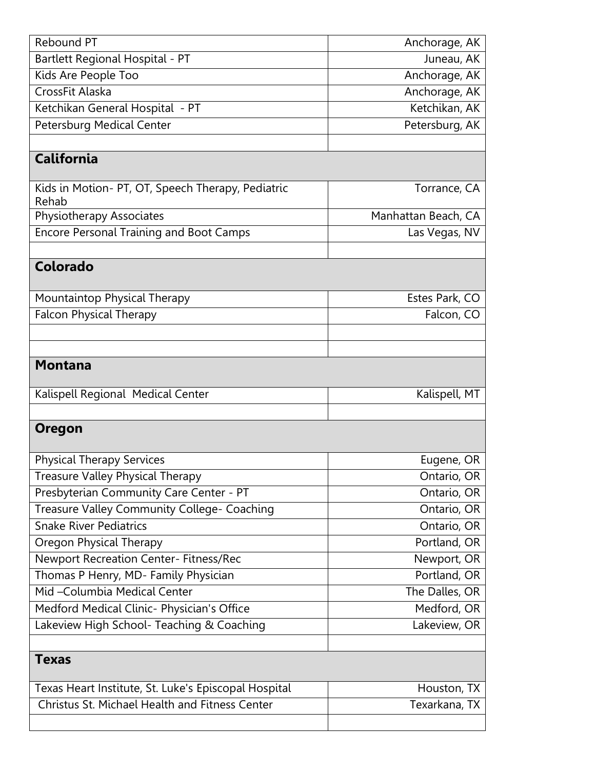| | |
|---|---|
| Rebound PT | Anchorage, AK |
| Bartlett Regional Hospital - PT | Juneau, AK |
| Kids Are People Too | Anchorage, AK |
| CrossFit Alaska | Anchorage, AK |
| Ketchikan General Hospital - PT | Ketchikan, AK |
| Petersburg Medical Center | Petersburg, AK |
| | |
| **California** | |
| Kids in Motion- PT, OT, Speech Therapy, Pediatric Rehab | Torrance, CA |
| Physiotherapy Associates | Manhattan Beach, CA |
| Encore Personal Training and Boot Camps | Las Vegas, NV |
| | |
| **Colorado** | |
| Mountaintop Physical Therapy | Estes Park, CO |
| Falcon Physical Therapy | Falcon, CO |
| | |
| | |
| **Montana** | |
| Kalispell Regional Medical Center | Kalispell, MT |
| | |
| **Oregon** | |
| Physical Therapy Services | Eugene, OR |
| Treasure Valley Physical Therapy | Ontario, OR |
| Presbyterian Community Care Center - PT | Ontario, OR |
| Treasure Valley Community College- Coaching | Ontario, OR |
| Snake River Pediatrics | Ontario, OR |
| Oregon Physical Therapy | Portland, OR |
| Newport Recreation Center- Fitness/Rec | Newport, OR |
| Thomas P Henry, MD- Family Physician | Portland, OR |
| Mid –Columbia Medical Center | The Dalles, OR |
| Medford Medical Clinic- Physician's Office | Medford, OR |
| Lakeview High School- Teaching & Coaching | Lakeview, OR |
| | |
| **Texas** | |
| Texas Heart Institute, St. Luke's Episcopal Hospital | Houston, TX |
| Christus St. Michael Health and Fitness Center | Texarkana, TX |
| | |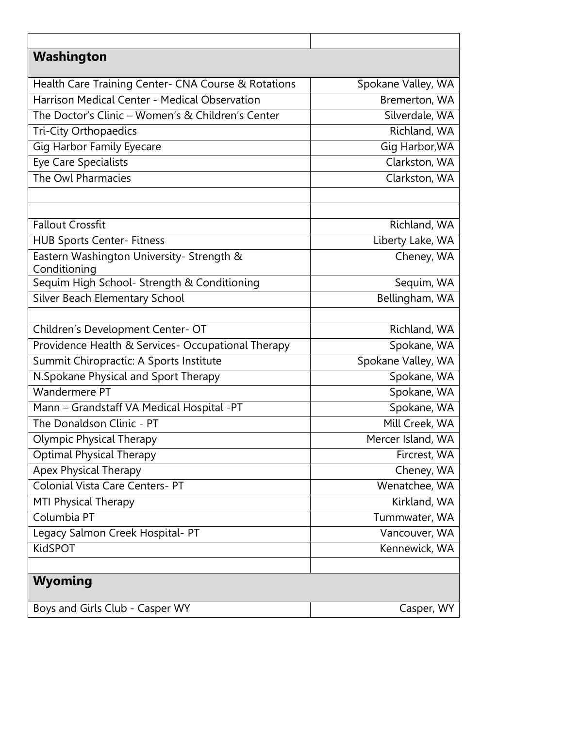| | |
|---|---|
| **Washington** | |
| Health Care Training Center- CNA Course & Rotations | Spokane Valley, WA |
| Harrison Medical Center - Medical Observation | Bremerton, WA |
| The Doctor's Clinic – Women's & Children's Center | Silverdale, WA |
| Tri-City Orthopaedics | Richland, WA |
| Gig Harbor Family Eyecare | Gig Harbor,WA |
| Eye Care Specialists | Clarkston, WA |
| The Owl Pharmacies | Clarkston, WA |
| | |
| | |
| Fallout Crossfit | Richland, WA |
| HUB Sports Center- Fitness | Liberty Lake, WA |
| Eastern Washington University- Strength & Conditioning | Cheney, WA |
| Sequim High School- Strength & Conditioning | Sequim, WA |
| Silver Beach Elementary School | Bellingham, WA |
| | |
| Children's Development Center- OT | Richland, WA |
| Providence Health & Services- Occupational Therapy | Spokane, WA |
| Summit Chiropractic: A Sports Institute | Spokane Valley, WA |
| N.Spokane Physical and Sport Therapy | Spokane, WA |
| Wandermere PT | Spokane, WA |
| Mann – Grandstaff VA Medical Hospital -PT | Spokane, WA |
| The Donaldson Clinic - PT | Mill Creek, WA |
| Olympic Physical Therapy | Mercer Island, WA |
| Optimal Physical Therapy | Fircrest, WA |
| Apex Physical Therapy | Cheney, WA |
| Colonial Vista Care Centers- PT | Wenatchee, WA |
| MTI Physical Therapy | Kirkland, WA |
| Columbia PT | Tummwater, WA |
| Legacy Salmon Creek Hospital- PT | Vancouver, WA |
| KidSPOT | Kennewick, WA |
| | |
| **Wyoming** | |
| Boys and Girls Club - Casper WY | Casper, WY |